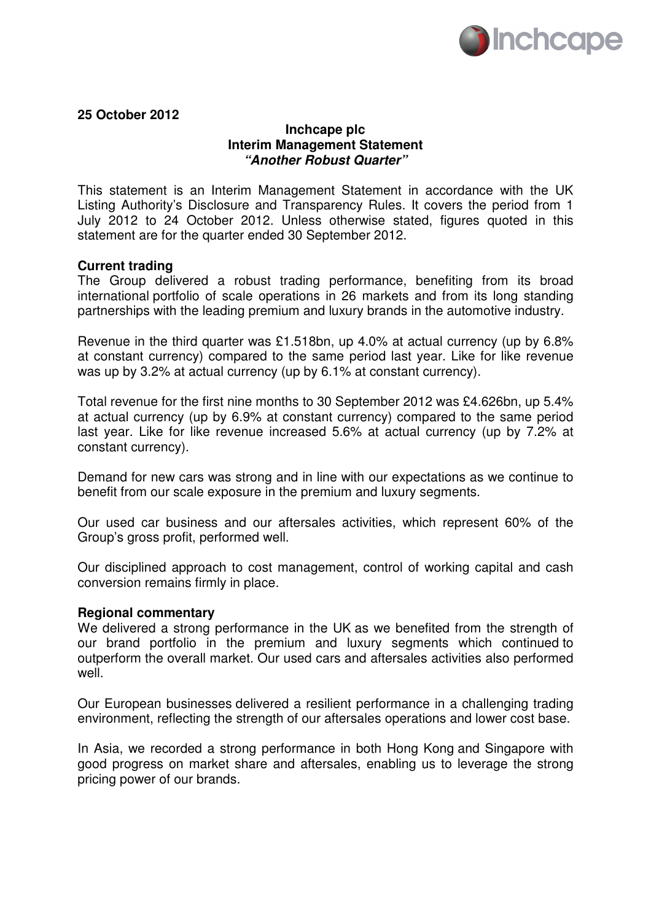**25 October 2012**

**Inchcape plc**
**Interim Management Statement**
***"Another Robust Quarter"***

This statement is an Interim Management Statement in accordance with the UK Listing Authority's Disclosure and Transparency Rules. It covers the period from 1 July 2012 to 24 October 2012. Unless otherwise stated, figures quoted in this statement are for the quarter ended 30 September 2012.

**Current trading**

The Group delivered a robust trading performance, benefiting from its broad international portfolio of scale operations in 26 markets and from its long standing partnerships with the leading premium and luxury brands in the automotive industry.

Revenue in the third quarter was £1.518bn, up 4.0% at actual currency (up by 6.8% at constant currency) compared to the same period last year. Like for like revenue was up by 3.2% at actual currency (up by 6.1% at constant currency).

Total revenue for the first nine months to 30 September 2012 was £4.626bn, up 5.4% at actual currency (up by 6.9% at constant currency) compared to the same period last year. Like for like revenue increased 5.6% at actual currency (up by 7.2% at constant currency).

Demand for new cars was strong and in line with our expectations as we continue to benefit from our scale exposure in the premium and luxury segments.

Our used car business and our aftersales activities, which represent 60% of the Group's gross profit, performed well.

Our disciplined approach to cost management, control of working capital and cash conversion remains firmly in place.

**Regional commentary**

We delivered a strong performance in the UK as we benefited from the strength of our brand portfolio in the premium and luxury segments which continued to outperform the overall market. Our used cars and aftersales activities also performed well.

Our European businesses delivered a resilient performance in a challenging trading environment, reflecting the strength of our aftersales operations and lower cost base.

In Asia, we recorded a strong performance in both Hong Kong and Singapore with good progress on market share and aftersales, enabling us to leverage the strong pricing power of our brands.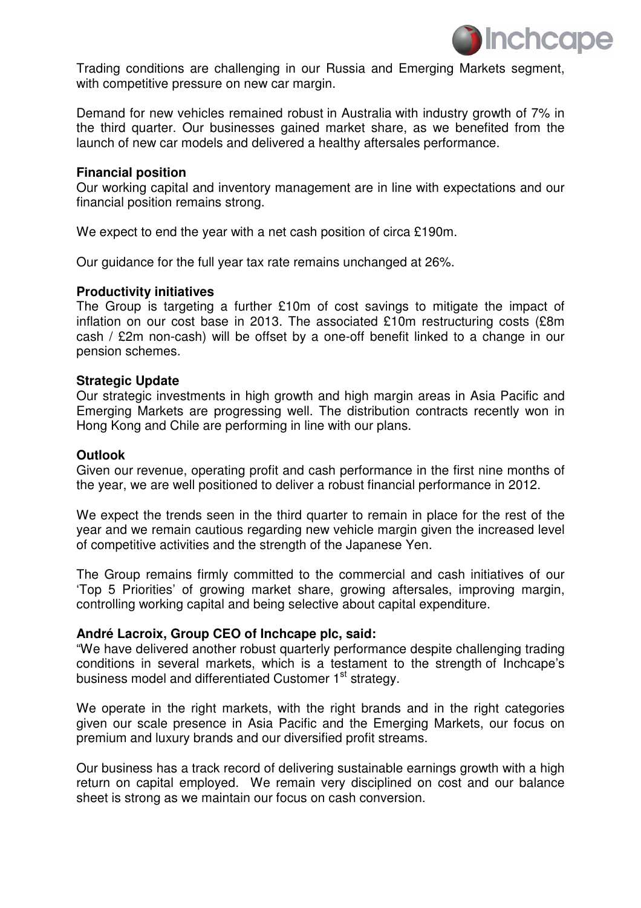Trading conditions are challenging in our Russia and Emerging Markets segment, with competitive pressure on new car margin.

Demand for new vehicles remained robust in Australia with industry growth of 7% in the third quarter. Our businesses gained market share, as we benefited from the launch of new car models and delivered a healthy aftersales performance.

**Financial position**

Our working capital and inventory management are in line with expectations and our financial position remains strong.

We expect to end the year with a net cash position of circa £190m.

Our guidance for the full year tax rate remains unchanged at 26%.

**Productivity initiatives**

The Group is targeting a further £10m of cost savings to mitigate the impact of inflation on our cost base in 2013. The associated £10m restructuring costs (£8m cash / £2m non-cash) will be offset by a one-off benefit linked to a change in our pension schemes.

**Strategic Update**

Our strategic investments in high growth and high margin areas in Asia Pacific and Emerging Markets are progressing well. The distribution contracts recently won in Hong Kong and Chile are performing in line with our plans.

**Outlook**

Given our revenue, operating profit and cash performance in the first nine months of the year, we are well positioned to deliver a robust financial performance in 2012.

We expect the trends seen in the third quarter to remain in place for the rest of the year and we remain cautious regarding new vehicle margin given the increased level of competitive activities and the strength of the Japanese Yen.

The Group remains firmly committed to the commercial and cash initiatives of our 'Top 5 Priorities' of growing market share, growing aftersales, improving margin, controlling working capital and being selective about capital expenditure.

**André Lacroix, Group CEO of Inchcape plc, said:**

"We have delivered another robust quarterly performance despite challenging trading conditions in several markets, which is a testament to the strength of Inchcape's business model and differentiated Customer 1st strategy.

We operate in the right markets, with the right brands and in the right categories given our scale presence in Asia Pacific and the Emerging Markets, our focus on premium and luxury brands and our diversified profit streams.

Our business has a track record of delivering sustainable earnings growth with a high return on capital employed. We remain very disciplined on cost and our balance sheet is strong as we maintain our focus on cash conversion.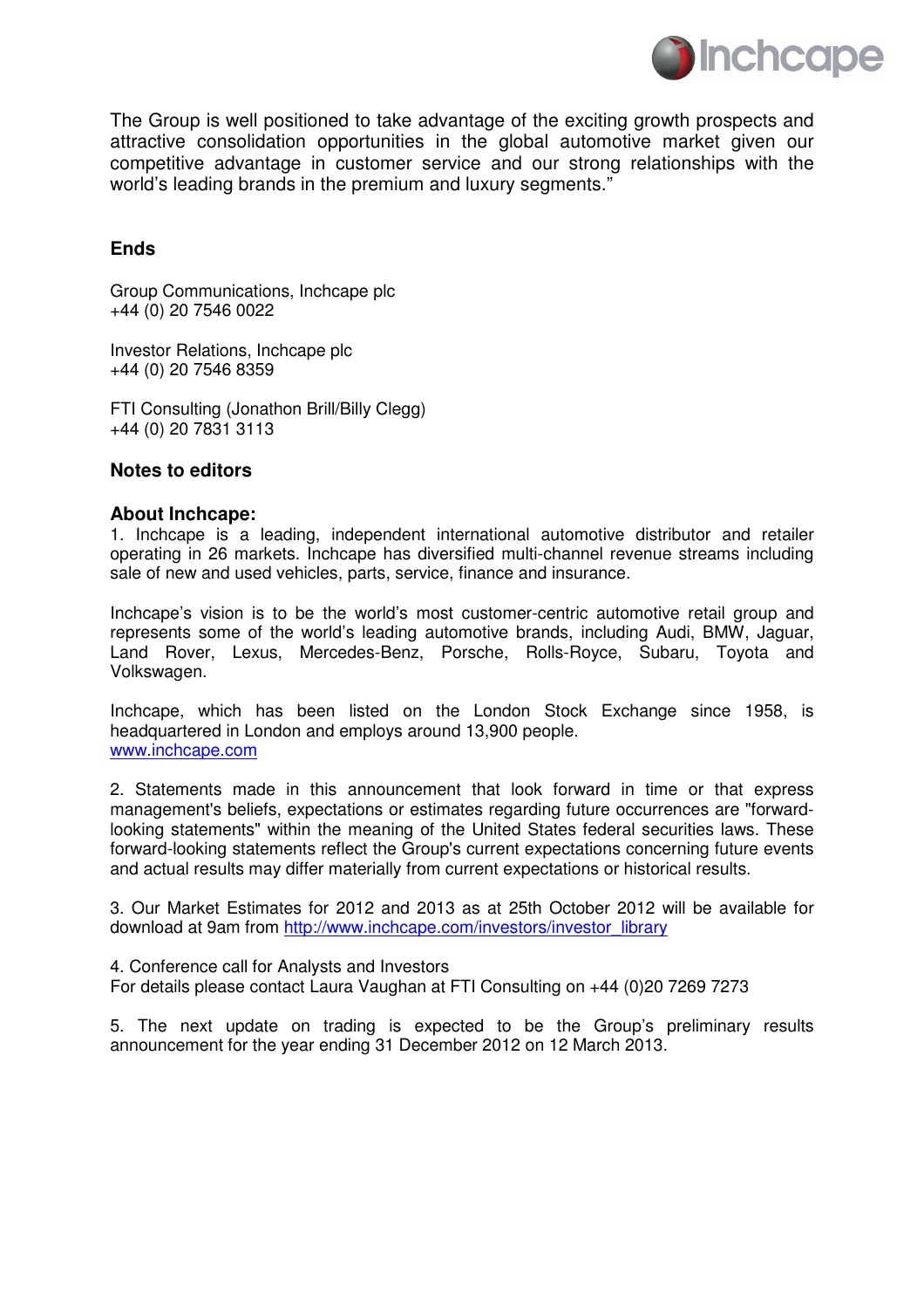The Group is well positioned to take advantage of the exciting growth prospects and attractive consolidation opportunities in the global automotive market given our competitive advantage in customer service and our strong relationships with the world's leading brands in the premium and luxury segments."

**Ends**

Group Communications, Inchcape plc
+44 (0) 20 7546 0022

Investor Relations, Inchcape plc
+44 (0) 20 7546 8359

FTI Consulting (Jonathon Brill/Billy Clegg)
+44 (0) 20 7831 3113

## Notes to editors

### About Inchcape:

1. Inchcape is a leading, independent international automotive distributor and retailer operating in 26 markets. Inchcape has diversified multi-channel revenue streams including sale of new and used vehicles, parts, service, finance and insurance.

Inchcape's vision is to be the world's most customer-centric automotive retail group and represents some of the world's leading automotive brands, including Audi, BMW, Jaguar, Land Rover, Lexus, Mercedes-Benz, Porsche, Rolls-Royce, Subaru, Toyota and Volkswagen.

Inchcape, which has been listed on the London Stock Exchange since 1958, is headquartered in London and employs around 13,900 people.
www.inchcape.com

2. Statements made in this announcement that look forward in time or that express management's beliefs, expectations or estimates regarding future occurrences are "forward-looking statements" within the meaning of the United States federal securities laws. These forward-looking statements reflect the Group's current expectations concerning future events and actual results may differ materially from current expectations or historical results.

3. Our Market Estimates for 2012 and 2013 as at 25th October 2012 will be available for download at 9am from http://www.inchcape.com/investors/investor_library

4. Conference call for Analysts and Investors
For details please contact Laura Vaughan at FTI Consulting on +44 (0)20 7269 7273

5. The next update on trading is expected to be the Group's preliminary results announcement for the year ending 31 December 2012 on 12 March 2013.